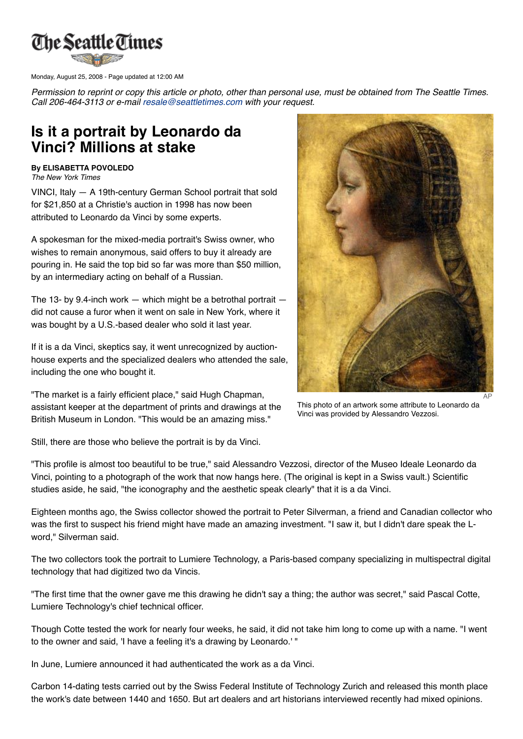Monday, August 25, 2008 - Page updated at 12:00 AM

*Permission to reprint or copy this article or photo, other than personal use, must be obtained from The Seattle Times. Call 206-464-3113 or e-mail resale@seattletimes.com with your request.*

# Is it a portrait by Leonardo da Vinci? Millions at stake

**By ELISABETTA POVOLEDO**
*The New York Times*

VINCI, Italy — A 19th-century German School portrait that sold for $21,850 at a Christie's auction in 1998 has now been attributed to Leonardo da Vinci by some experts.

A spokesman for the mixed-media portrait's Swiss owner, who wishes to remain anonymous, said offers to buy it already are pouring in. He said the top bid so far was more than $50 million, by an intermediary acting on behalf of a Russian.

The 13- by 9.4-inch work — which might be a betrothal portrait — did not cause a furor when it went on sale in New York, where it was bought by a U.S.-based dealer who sold it last year.

If it is a da Vinci, skeptics say, it went unrecognized by auction-house experts and the specialized dealers who attended the sale, including the one who bought it.

"The market is a fairly efficient place," said Hugh Chapman, assistant keeper at the department of prints and drawings at the British Museum in London. "This would be an amazing miss."

AP

This photo of an artwork some attribute to Leonardo da Vinci was provided by Alessandro Vezzosi.

Still, there are those who believe the portrait is by da Vinci.

"This profile is almost too beautiful to be true," said Alessandro Vezzosi, director of the Museo Ideale Leonardo da Vinci, pointing to a photograph of the work that now hangs here. (The original is kept in a Swiss vault.) Scientific studies aside, he said, "the iconography and the aesthetic speak clearly" that it is a da Vinci.

Eighteen months ago, the Swiss collector showed the portrait to Peter Silverman, a friend and Canadian collector who was the first to suspect his friend might have made an amazing investment. "I saw it, but I didn't dare speak the L-word," Silverman said.

The two collectors took the portrait to Lumiere Technology, a Paris-based company specializing in multispectral digital technology that had digitized two da Vincis.

"The first time that the owner gave me this drawing he didn't say a thing; the author was secret," said Pascal Cotte, Lumiere Technology's chief technical officer.

Though Cotte tested the work for nearly four weeks, he said, it did not take him long to come up with a name. "I went to the owner and said, 'I have a feeling it's a drawing by Leonardo.' "

In June, Lumiere announced it had authenticated the work as a da Vinci.

Carbon 14-dating tests carried out by the Swiss Federal Institute of Technology Zurich and released this month place the work's date between 1440 and 1650. But art dealers and art historians interviewed recently had mixed opinions.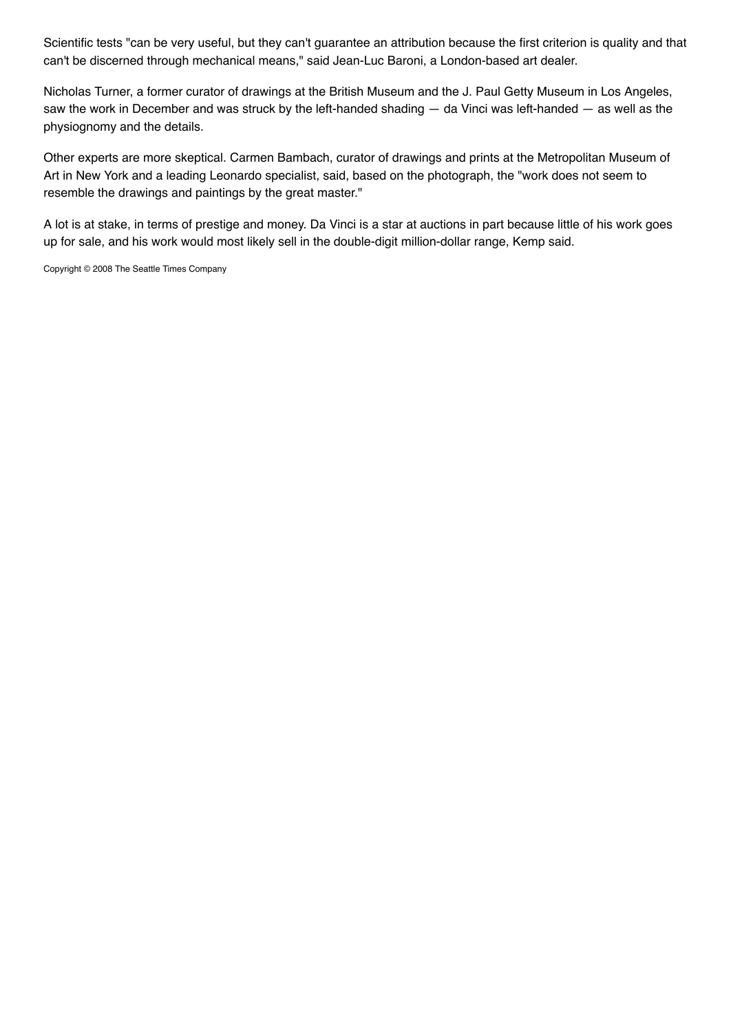Scientific tests "can be very useful, but they can't guarantee an attribution because the first criterion is quality and that can't be discerned through mechanical means," said Jean-Luc Baroni, a London-based art dealer.

Nicholas Turner, a former curator of drawings at the British Museum and the J. Paul Getty Museum in Los Angeles, saw the work in December and was struck by the left-handed shading — da Vinci was left-handed — as well as the physiognomy and the details.

Other experts are more skeptical. Carmen Bambach, curator of drawings and prints at the Metropolitan Museum of Art in New York and a leading Leonardo specialist, said, based on the photograph, the "work does not seem to resemble the drawings and paintings by the great master."

A lot is at stake, in terms of prestige and money. Da Vinci is a star at auctions in part because little of his work goes up for sale, and his work would most likely sell in the double-digit million-dollar range, Kemp said.

Copyright © 2008 The Seattle Times Company